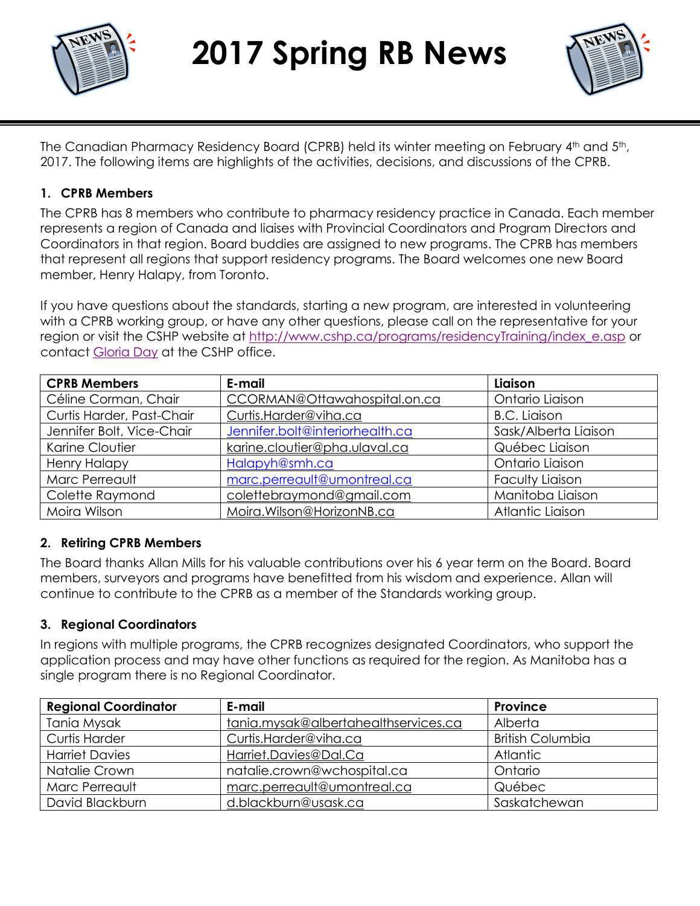# 2017 Spring RB News

The Canadian Pharmacy Residency Board (CPRB) held its winter meeting on February 4th and 5th, 2017. The following items are highlights of the activities, decisions, and discussions of the CPRB.

### 1. CPRB Members

The CPRB has 8 members who contribute to pharmacy residency practice in Canada. Each member represents a region of Canada and liaises with Provincial Coordinators and Program Directors and Coordinators in that region. Board buddies are assigned to new programs. The CPRB has members that represent all regions that support residency programs. The Board welcomes one new Board member, Henry Halapy, from Toronto.

If you have questions about the standards, starting a new program, are interested in volunteering with a CPRB working group, or have any other questions, please call on the representative for your region or visit the CSHP website at http://www.cshp.ca/programs/residencyTraining/index_e.asp or contact Gloria Day at the CSHP office.

| CPRB Members | E-mail | Liaison |
|---|---|---|
| Céline Corman, Chair | CCORMAN@Ottawahospital.on.ca | Ontario Liaison |
| Curtis Harder, Past-Chair | Curtis.Harder@viha.ca | B.C. Liaison |
| Jennifer Bolt, Vice-Chair | Jennifer.bolt@interiorhealth.ca | Sask/Alberta Liaison |
| Karine Cloutier | karine.cloutier@pha.ulaval.ca | Québec Liaison |
| Henry Halapy | Halapyh@smh.ca | Ontario Liaison |
| Marc Perreault | marc.perreault@umontreal.ca | Faculty Liaison |
| Colette Raymond | colettebraymond@gmail.com | Manitoba Liaison |
| Moira Wilson | Moira.Wilson@HorizonNB.ca | Atlantic Liaison |

### 2. Retiring CPRB Members

The Board thanks Allan Mills for his valuable contributions over his 6 year term on the Board. Board members, surveyors and programs have benefitted from his wisdom and experience. Allan will continue to contribute to the CPRB as a member of the Standards working group.

### 3. Regional Coordinators

In regions with multiple programs, the CPRB recognizes designated Coordinators, who support the application process and may have other functions as required for the region. As Manitoba has a single program there is no Regional Coordinator.

| Regional Coordinator | E-mail | Province |
|---|---|---|
| Tania Mysak | tania.mysak@albertahealthservices.ca | Alberta |
| Curtis Harder | Curtis.Harder@viha.ca | British Columbia |
| Harriet Davies | Harriet.Davies@Dal.Ca | Atlantic |
| Natalie Crown | natalie.crown@wchospital.ca | Ontario |
| Marc Perreault | marc.perreault@umontreal.ca | Québec |
| David Blackburn | d.blackburn@usask.ca | Saskatchewan |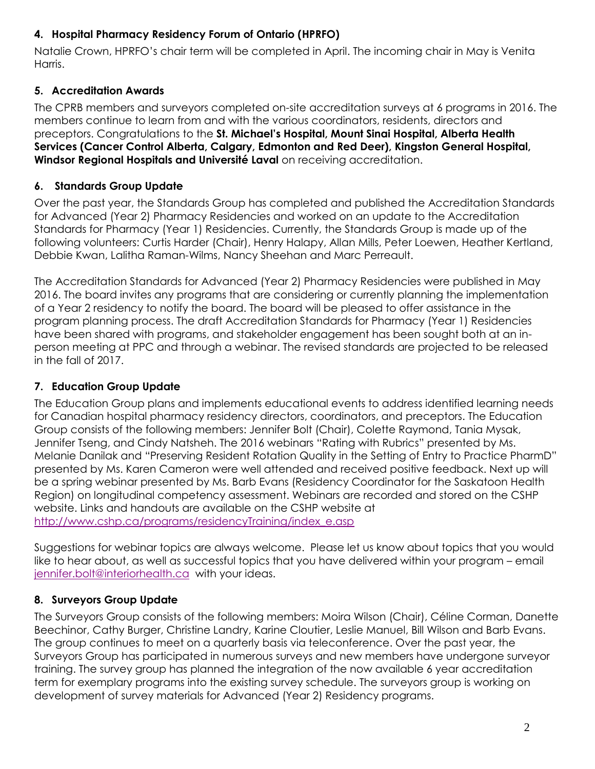### 4. Hospital Pharmacy Residency Forum of Ontario (HPRFO)

Natalie Crown, HPRFO's chair term will be completed in April. The incoming chair in May is Venita Harris.

### 5. Accreditation Awards

The CPRB members and surveyors completed on-site accreditation surveys at 6 programs in 2016. The members continue to learn from and with the various coordinators, residents, directors and preceptors. Congratulations to the **St. Michael's Hospital, Mount Sinai Hospital, Alberta Health Services (Cancer Control Alberta, Calgary, Edmonton and Red Deer), Kingston General Hospital, Windsor Regional Hospitals and Université Laval** on receiving accreditation.

### 6. Standards Group Update

Over the past year, the Standards Group has completed and published the Accreditation Standards for Advanced (Year 2) Pharmacy Residencies and worked on an update to the Accreditation Standards for Pharmacy (Year 1) Residencies. Currently, the Standards Group is made up of the following volunteers: Curtis Harder (Chair), Henry Halapy, Allan Mills, Peter Loewen, Heather Kertland, Debbie Kwan, Lalitha Raman-Wilms, Nancy Sheehan and Marc Perreault.

The Accreditation Standards for Advanced (Year 2) Pharmacy Residencies were published in May 2016. The board invites any programs that are considering or currently planning the implementation of a Year 2 residency to notify the board. The board will be pleased to offer assistance in the program planning process. The draft Accreditation Standards for Pharmacy (Year 1) Residencies have been shared with programs, and stakeholder engagement has been sought both at an in-person meeting at PPC and through a webinar. The revised standards are projected to be released in the fall of 2017.

### 7. Education Group Update

The Education Group plans and implements educational events to address identified learning needs for Canadian hospital pharmacy residency directors, coordinators, and preceptors. The Education Group consists of the following members: Jennifer Bolt (Chair), Colette Raymond, Tania Mysak, Jennifer Tseng, and Cindy Natsheh. The 2016 webinars "Rating with Rubrics" presented by Ms. Melanie Danilak and "Preserving Resident Rotation Quality in the Setting of Entry to Practice PharmD" presented by Ms. Karen Cameron were well attended and received positive feedback. Next up will be a spring webinar presented by Ms. Barb Evans (Residency Coordinator for the Saskatoon Health Region) on longitudinal competency assessment. Webinars are recorded and stored on the CSHP website. Links and handouts are available on the CSHP website at http://www.cshp.ca/programs/residencyTraining/index_e.asp

Suggestions for webinar topics are always welcome. Please let us know about topics that you would like to hear about, as well as successful topics that you have delivered within your program – email jennifer.bolt@interiorhealth.ca with your ideas.

### 8. Surveyors Group Update

The Surveyors Group consists of the following members: Moira Wilson (Chair), Céline Corman, Danette Beechinor, Cathy Burger, Christine Landry, Karine Cloutier, Leslie Manuel, Bill Wilson and Barb Evans. The group continues to meet on a quarterly basis via teleconference. Over the past year, the Surveyors Group has participated in numerous surveys and new members have undergone surveyor training. The survey group has planned the integration of the now available 6 year accreditation term for exemplary programs into the existing survey schedule. The surveyors group is working on development of survey materials for Advanced (Year 2) Residency programs.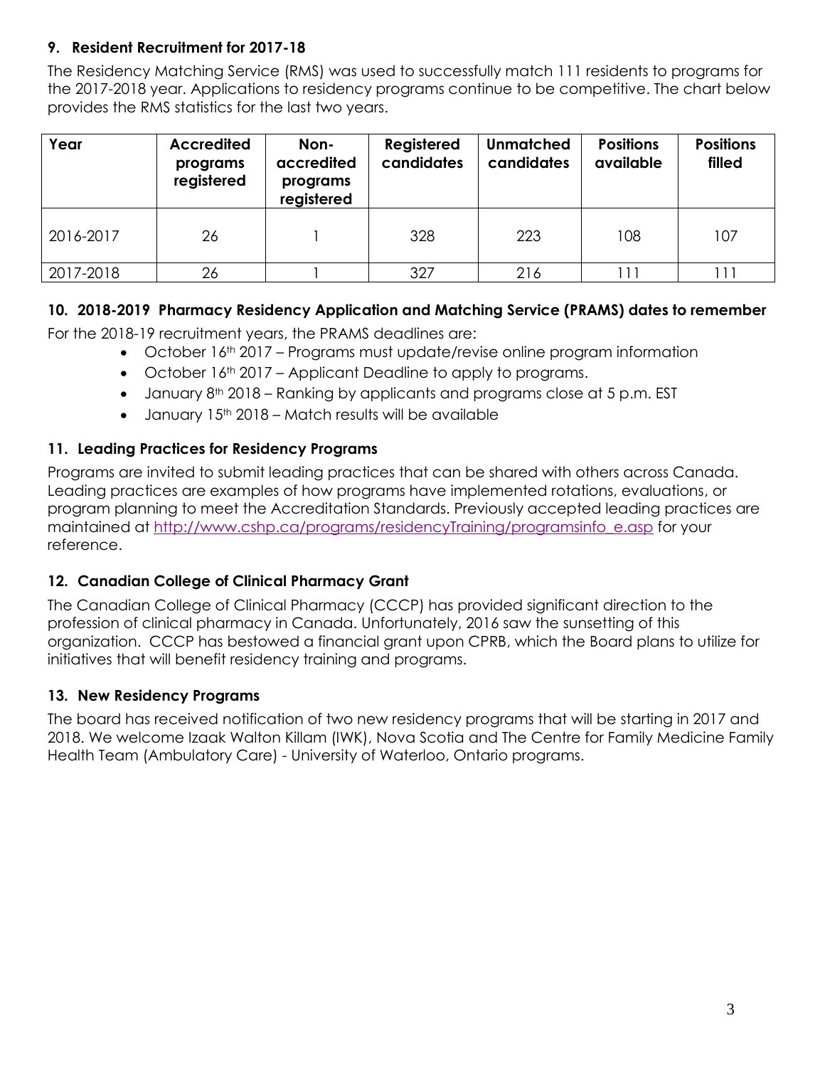## 9. Resident Recruitment for 2017-18

The Residency Matching Service (RMS) was used to successfully match 111 residents to programs for the 2017-2018 year. Applications to residency programs continue to be competitive. The chart below provides the RMS statistics for the last two years.

| Year | Accredited programs registered | Non-accredited programs registered | Registered candidates | Unmatched candidates | Positions available | Positions filled |
|---|---|---|---|---|---|---|
| 2016-2017 | 26 | 1 | 328 | 223 | 108 | 107 |
| 2017-2018 | 26 | 1 | 327 | 216 | 111 | 111 |

## 10. 2018-2019 Pharmacy Residency Application and Matching Service (PRAMS) dates to remember

For the 2018-19 recruitment years, the PRAMS deadlines are:

- October 16th 2017 – Programs must update/revise online program information
- October 16th 2017 – Applicant Deadline to apply to programs.
- January 8th 2018 – Ranking by applicants and programs close at 5 p.m. EST
- January 15th 2018 – Match results will be available

## 11. Leading Practices for Residency Programs

Programs are invited to submit leading practices that can be shared with others across Canada. Leading practices are examples of how programs have implemented rotations, evaluations, or program planning to meet the Accreditation Standards. Previously accepted leading practices are maintained at http://www.cshp.ca/programs/residencyTraining/programsinfo_e.asp for your reference.

## 12. Canadian College of Clinical Pharmacy Grant

The Canadian College of Clinical Pharmacy (CCCP) has provided significant direction to the profession of clinical pharmacy in Canada. Unfortunately, 2016 saw the sunsetting of this organization. CCCP has bestowed a financial grant upon CPRB, which the Board plans to utilize for initiatives that will benefit residency training and programs.

## 13. New Residency Programs

The board has received notification of two new residency programs that will be starting in 2017 and 2018. We welcome Izaak Walton Killam (IWK), Nova Scotia and The Centre for Family Medicine Family Health Team (Ambulatory Care) - University of Waterloo, Ontario programs.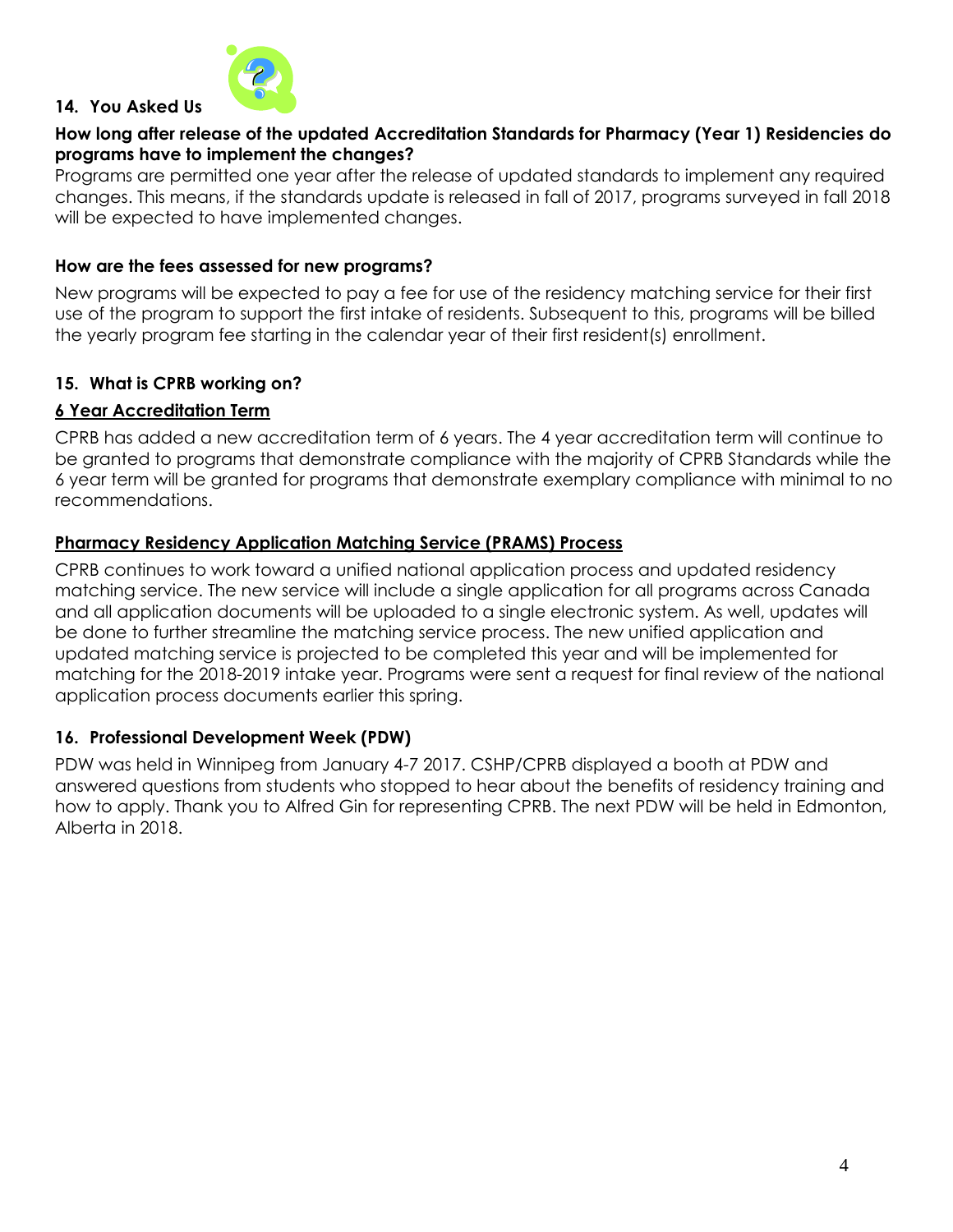## 14. You Asked Us

**How long after release of the updated Accreditation Standards for Pharmacy (Year 1) Residencies do programs have to implement the changes?**

Programs are permitted one year after the release of updated standards to implement any required changes. This means, if the standards update is released in fall of 2017, programs surveyed in fall 2018 will be expected to have implemented changes.

**How are the fees assessed for new programs?**

New programs will be expected to pay a fee for use of the residency matching service for their first use of the program to support the first intake of residents. Subsequent to this, programs will be billed the yearly program fee starting in the calendar year of their first resident(s) enrollment.

## 15. What is CPRB working on?

### 6 Year Accreditation Term

CPRB has added a new accreditation term of 6 years. The 4 year accreditation term will continue to be granted to programs that demonstrate compliance with the majority of CPRB Standards while the 6 year term will be granted for programs that demonstrate exemplary compliance with minimal to no recommendations.

### Pharmacy Residency Application Matching Service (PRAMS) Process

CPRB continues to work toward a unified national application process and updated residency matching service. The new service will include a single application for all programs across Canada and all application documents will be uploaded to a single electronic system. As well, updates will be done to further streamline the matching service process. The new unified application and updated matching service is projected to be completed this year and will be implemented for matching for the 2018-2019 intake year. Programs were sent a request for final review of the national application process documents earlier this spring.

## 16. Professional Development Week (PDW)

PDW was held in Winnipeg from January 4-7 2017. CSHP/CPRB displayed a booth at PDW and answered questions from students who stopped to hear about the benefits of residency training and how to apply. Thank you to Alfred Gin for representing CPRB. The next PDW will be held in Edmonton, Alberta in 2018.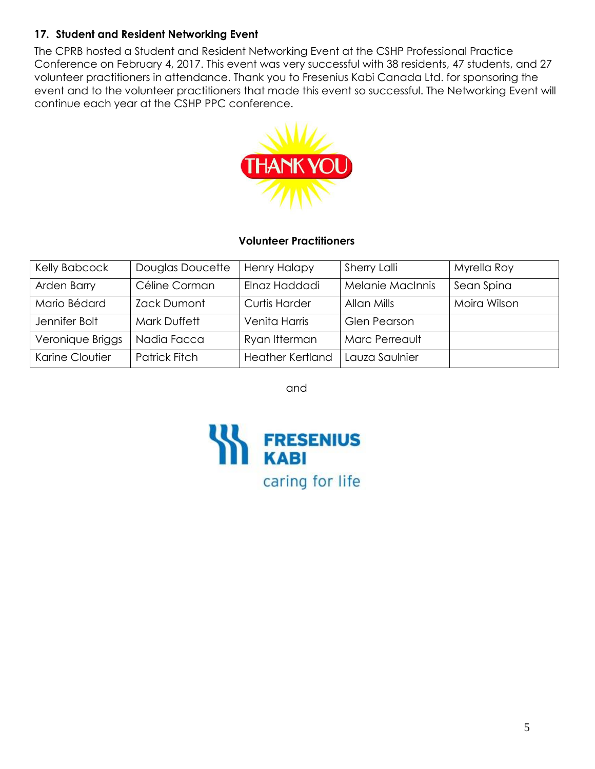### 17. Student and Resident Networking Event

The CPRB hosted a Student and Resident Networking Event at the CSHP Professional Practice Conference on February 4, 2017. This event was very successful with 38 residents, 47 students, and 27 volunteer practitioners in attendance. Thank you to Fresenius Kabi Canada Ltd. for sponsoring the event and to the volunteer practitioners that made this event so successful. The Networking Event will continue each year at the CSHP PPC conference.

THANK YOU

**Volunteer Practitioners**

| | | | | |
|---|---|---|---|---|
| Kelly Babcock | Douglas Doucette | Henry Halapy | Sherry Lalli | Myrella Roy |
| Arden Barry | Céline Corman | Elnaz Haddadi | Melanie MacInnis | Sean Spina |
| Mario Bédard | Zack Dumont | Curtis Harder | Allan Mills | Moira Wilson |
| Jennifer Bolt | Mark Duffett | Venita Harris | Glen Pearson | |
| Veronique Briggs | Nadia Facca | Ryan Itterman | Marc Perreault | |
| Karine Cloutier | Patrick Fitch | Heather Kertland | Lauza Saulnier | |

and

FRESENIUS KABI
caring for life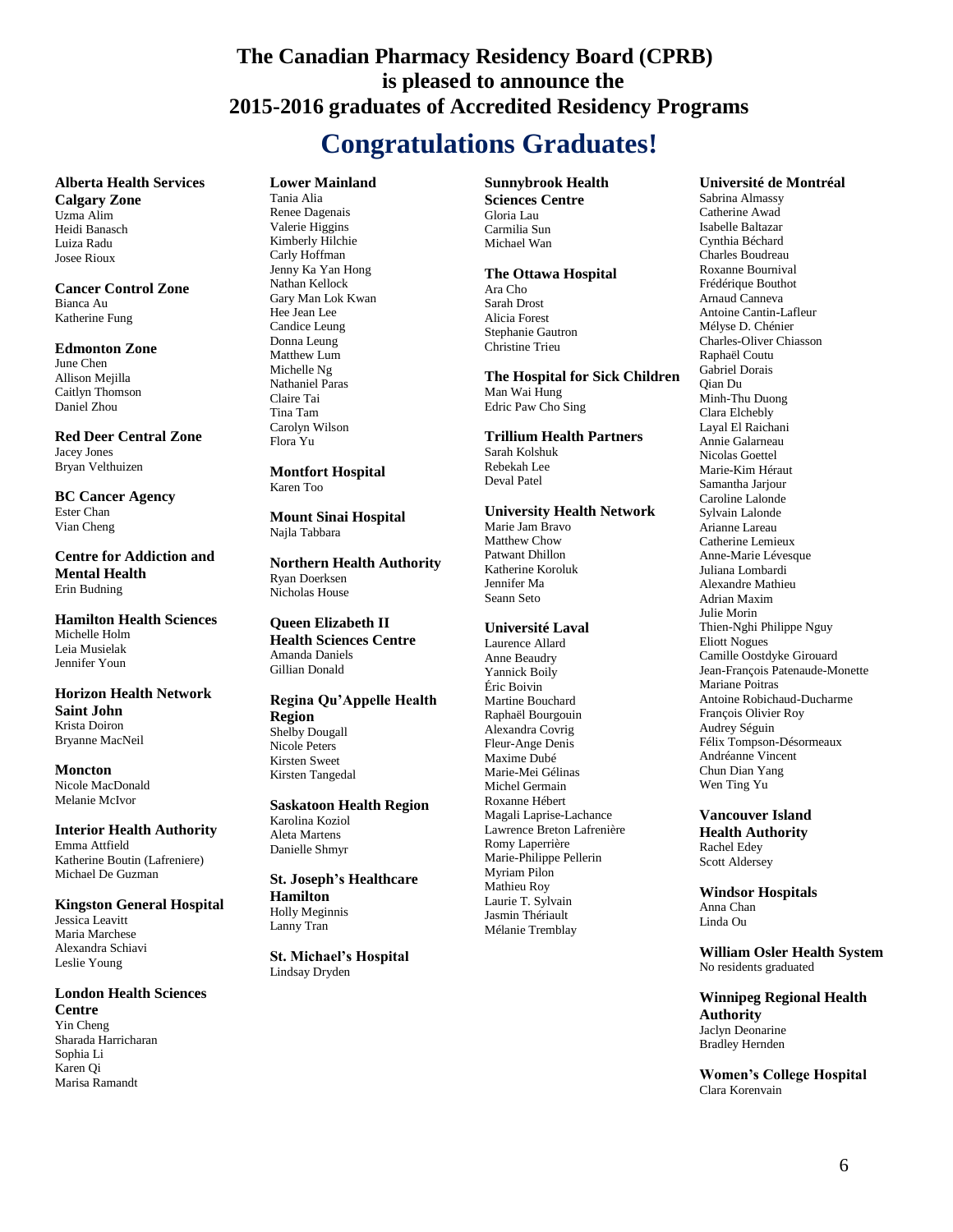# The Canadian Pharmacy Residency Board (CPRB) is pleased to announce the 2015-2016 graduates of Accredited Residency Programs

## Congratulations Graduates!

**Alberta Health Services Calgary Zone**
Uzma Alim
Heidi Banasch
Luiza Radu
Josee Rioux

**Cancer Control Zone**
Bianca Au
Katherine Fung

**Edmonton Zone**
June Chen
Allison Mejilla
Caitlyn Thomson
Daniel Zhou

**Red Deer Central Zone**
Jacey Jones
Bryan Velthuizen

**BC Cancer Agency**
Ester Chan
Vian Cheng

**Centre for Addiction and Mental Health**
Erin Budning

**Hamilton Health Sciences**
Michelle Holm
Leia Musielak
Jennifer Youn

**Horizon Health Network Saint John**
Krista Doiron
Bryanne MacNeil

**Moncton**
Nicole MacDonald
Melanie McIvor

**Interior Health Authority**
Emma Attfield
Katherine Boutin (Lafreniere)
Michael De Guzman

**Kingston General Hospital**
Jessica Leavitt
Maria Marchese
Alexandra Schiavi
Leslie Young

**London Health Sciences Centre**
Yin Cheng
Sharada Harricharan
Sophia Li
Karen Qi
Marisa Ramandt

**Lower Mainland**
Tania Alia
Renee Dagenais
Valerie Higgins
Kimberly Hilchie
Carly Hoffman
Jenny Ka Yan Hong
Nathan Kellock
Gary Man Lok Kwan
Hee Jean Lee
Candice Leung
Donna Leung
Matthew Lum
Michelle Ng
Nathaniel Paras
Claire Tai
Tina Tam
Carolyn Wilson
Flora Yu

**Montfort Hospital**
Karen Too

**Mount Sinai Hospital**
Najla Tabbara

**Northern Health Authority**
Ryan Doerksen
Nicholas House

**Queen Elizabeth II Health Sciences Centre**
Amanda Daniels
Gillian Donald

**Regina Qu'Appelle Health Region**
Shelby Dougall
Nicole Peters
Kirsten Sweet
Kirsten Tangedal

**Saskatoon Health Region**
Karolina Koziol
Aleta Martens
Danielle Shmyr

**St. Joseph's Healthcare Hamilton**
Holly Meginnis
Lanny Tran

**St. Michael's Hospital**
Lindsay Dryden

**Sunnybrook Health Sciences Centre**
Gloria Lau
Carmilia Sun
Michael Wan

**The Ottawa Hospital**
Ara Cho
Sarah Drost
Alicia Forest
Stephanie Gautron
Christine Trieu

**The Hospital for Sick Children**
Man Wai Hung
Edric Paw Cho Sing

**Trillium Health Partners**
Sarah Kolshuk
Rebekah Lee
Deval Patel

**University Health Network**
Marie Jam Bravo
Matthew Chow
Patwant Dhillon
Katherine Koroluk
Jennifer Ma
Seann Seto

**Université Laval**
Laurence Allard
Anne Beaudry
Yannick Boily
Éric Boivin
Martine Bouchard
Raphaël Bourgouin
Alexandra Covrig
Fleur-Ange Denis
Maxime Dubé
Marie-Mei Gélinas
Michel Germain
Roxanne Hébert
Magali Laprise-Lachance
Lawrence Breton Lafrenière
Romy Laperrière
Marie-Philippe Pellerin
Myriam Pilon
Mathieu Roy
Laurie T. Sylvain
Jasmin Thériault
Mélanie Tremblay

**Université de Montréal**
Sabrina Almassy
Catherine Awad
Isabelle Baltazar
Cynthia Béchard
Charles Boudreau
Roxanne Bournival
Frédérique Bouthot
Arnaud Canneva
Antoine Cantin-Lafleur
Mélyse D. Chénier
Charles-Oliver Chiasson
Raphaël Coutu
Gabriel Dorais
Qian Du
Minh-Thu Duong
Clara Elchebly
Layal El Raichani
Annie Galarneau
Nicolas Goettel
Marie-Kim Héraut
Samantha Jarjour
Caroline Lalonde
Sylvain Lalonde
Arianne Lareau
Catherine Lemieux
Anne-Marie Lévesque
Juliana Lombardi
Alexandre Mathieu
Adrian Maxim
Julie Morin
Thien-Nghi Philippe Nguy
Eliott Nogues
Camille Oostdyke Girouard
Jean-François Patenaude-Monette
Mariane Poitras
Antoine Robichaud-Ducharme
François Olivier Roy
Audrey Séguin
Félix Tompson-Désormeaux
Andréanne Vincent
Chun Dian Yang
Wen Ting Yu

**Vancouver Island Health Authority**
Rachel Edey
Scott Aldersey

**Windsor Hospitals**
Anna Chan
Linda Ou

**William Osler Health System**
No residents graduated

**Winnipeg Regional Health Authority**
Jaclyn Deonarine
Bradley Hernden

**Women's College Hospital**
Clara Korenvain